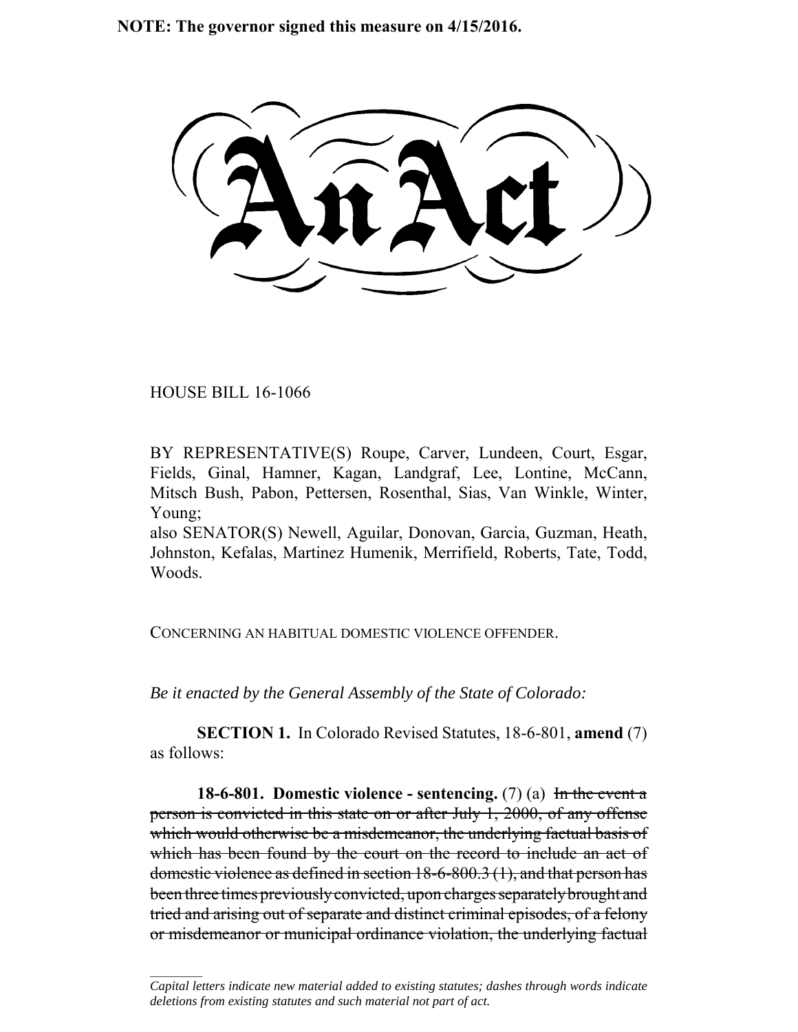**NOTE: The governor signed this measure on 4/15/2016.**

# An Act

HOUSE BILL 16-1066

BY REPRESENTATIVE(S) Roupe, Carver, Lundeen, Court, Esgar, Fields, Ginal, Hamner, Kagan, Landgraf, Lee, Lontine, McCann, Mitsch Bush, Pabon, Pettersen, Rosenthal, Sias, Van Winkle, Winter, Young;
also SENATOR(S) Newell, Aguilar, Donovan, Garcia, Guzman, Heath, Johnston, Kefalas, Martinez Humenik, Merrifield, Roberts, Tate, Todd, Woods.

CONCERNING AN HABITUAL DOMESTIC VIOLENCE OFFENDER.

*Be it enacted by the General Assembly of the State of Colorado:*

**SECTION 1.** In Colorado Revised Statutes, 18-6-801, **amend** (7) as follows:

**18-6-801. Domestic violence - sentencing.** (7) (a) ~~In the event a person is convicted in this state on or after July 1, 2000, of any offense which would otherwise be a misdemeanor, the underlying factual basis of which has been found by the court on the record to include an act of domestic violence as defined in section 18-6-800.3 (1), and that person has been three times previously convicted, upon charges separately brought and tried and arising out of separate and distinct criminal episodes, of a felony or misdemeanor or municipal ordinance violation, the underlying factual~~

*Capital letters indicate new material added to existing statutes; dashes through words indicate deletions from existing statutes and such material not part of act.*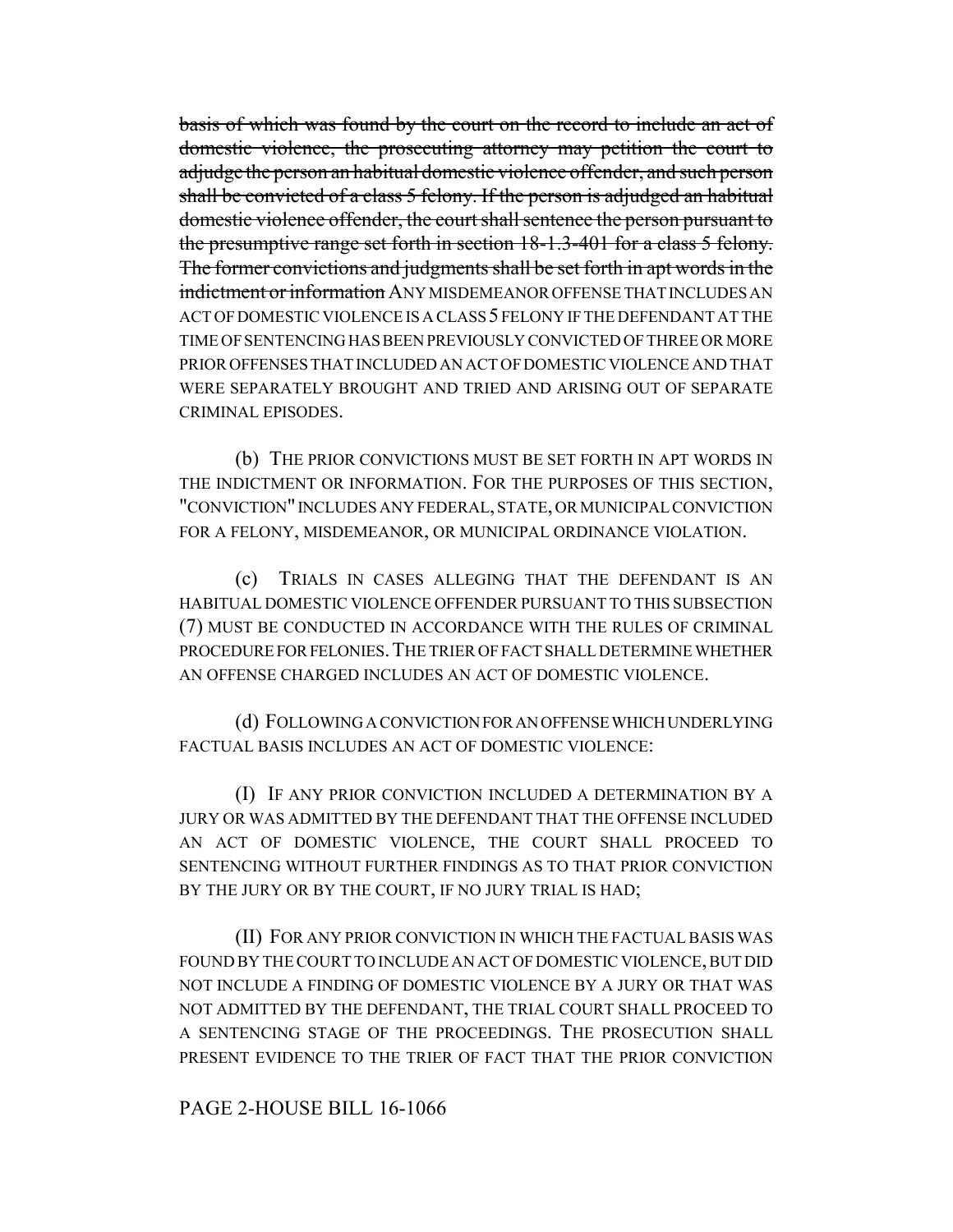~~basis of which was found by the court on the record to include an act of domestic violence, the prosecuting attorney may petition the court to adjudge the person an habitual domestic violence offender, and such person shall be convicted of a class 5 felony. If the person is adjudged an habitual domestic violence offender, the court shall sentence the person pursuant to the presumptive range set forth in section 18-1.3-401 for a class 5 felony. The former convictions and judgments shall be set forth in apt words in the indictment or information~~ ANY MISDEMEANOR OFFENSE THAT INCLUDES AN ACT OF DOMESTIC VIOLENCE IS A CLASS 5 FELONY IF THE DEFENDANT AT THE TIME OF SENTENCING HAS BEEN PREVIOUSLY CONVICTED OF THREE OR MORE PRIOR OFFENSES THAT INCLUDED AN ACT OF DOMESTIC VIOLENCE AND THAT WERE SEPARATELY BROUGHT AND TRIED AND ARISING OUT OF SEPARATE CRIMINAL EPISODES.

(b) THE PRIOR CONVICTIONS MUST BE SET FORTH IN APT WORDS IN THE INDICTMENT OR INFORMATION. FOR THE PURPOSES OF THIS SECTION, "CONVICTION" INCLUDES ANY FEDERAL, STATE, OR MUNICIPAL CONVICTION FOR A FELONY, MISDEMEANOR, OR MUNICIPAL ORDINANCE VIOLATION.

(c) TRIALS IN CASES ALLEGING THAT THE DEFENDANT IS AN HABITUAL DOMESTIC VIOLENCE OFFENDER PURSUANT TO THIS SUBSECTION (7) MUST BE CONDUCTED IN ACCORDANCE WITH THE RULES OF CRIMINAL PROCEDURE FOR FELONIES. THE TRIER OF FACT SHALL DETERMINE WHETHER AN OFFENSE CHARGED INCLUDES AN ACT OF DOMESTIC VIOLENCE.

(d) FOLLOWING A CONVICTION FOR AN OFFENSE WHICH UNDERLYING FACTUAL BASIS INCLUDES AN ACT OF DOMESTIC VIOLENCE:

(I) IF ANY PRIOR CONVICTION INCLUDED A DETERMINATION BY A JURY OR WAS ADMITTED BY THE DEFENDANT THAT THE OFFENSE INCLUDED AN ACT OF DOMESTIC VIOLENCE, THE COURT SHALL PROCEED TO SENTENCING WITHOUT FURTHER FINDINGS AS TO THAT PRIOR CONVICTION BY THE JURY OR BY THE COURT, IF NO JURY TRIAL IS HAD;

(II) FOR ANY PRIOR CONVICTION IN WHICH THE FACTUAL BASIS WAS FOUND BY THE COURT TO INCLUDE AN ACT OF DOMESTIC VIOLENCE, BUT DID NOT INCLUDE A FINDING OF DOMESTIC VIOLENCE BY A JURY OR THAT WAS NOT ADMITTED BY THE DEFENDANT, THE TRIAL COURT SHALL PROCEED TO A SENTENCING STAGE OF THE PROCEEDINGS. THE PROSECUTION SHALL PRESENT EVIDENCE TO THE TRIER OF FACT THAT THE PRIOR CONVICTION

PAGE 2-HOUSE BILL 16-1066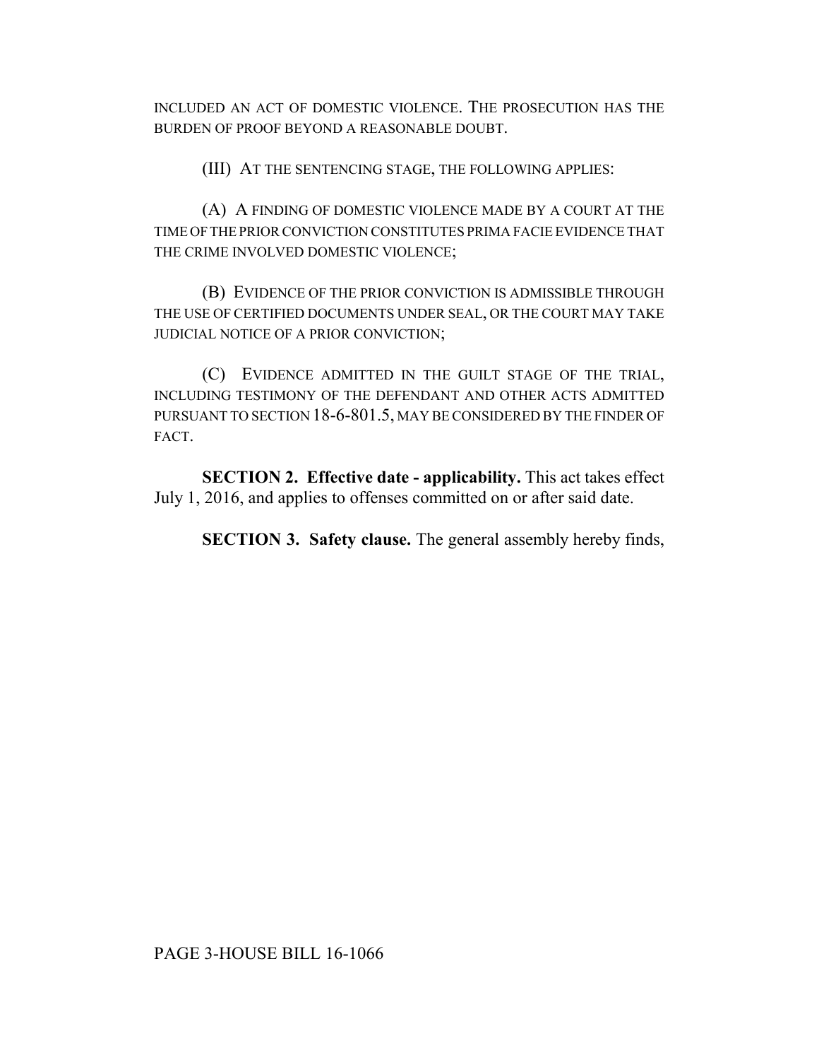INCLUDED AN ACT OF DOMESTIC VIOLENCE. THE PROSECUTION HAS THE BURDEN OF PROOF BEYOND A REASONABLE DOUBT.

(III) AT THE SENTENCING STAGE, THE FOLLOWING APPLIES:

(A) A FINDING OF DOMESTIC VIOLENCE MADE BY A COURT AT THE TIME OF THE PRIOR CONVICTION CONSTITUTES PRIMA FACIE EVIDENCE THAT THE CRIME INVOLVED DOMESTIC VIOLENCE;

(B) EVIDENCE OF THE PRIOR CONVICTION IS ADMISSIBLE THROUGH THE USE OF CERTIFIED DOCUMENTS UNDER SEAL, OR THE COURT MAY TAKE JUDICIAL NOTICE OF A PRIOR CONVICTION;

(C) EVIDENCE ADMITTED IN THE GUILT STAGE OF THE TRIAL, INCLUDING TESTIMONY OF THE DEFENDANT AND OTHER ACTS ADMITTED PURSUANT TO SECTION 18-6-801.5, MAY BE CONSIDERED BY THE FINDER OF FACT.

**SECTION 2. Effective date - applicability.** This act takes effect July 1, 2016, and applies to offenses committed on or after said date.

**SECTION 3. Safety clause.** The general assembly hereby finds,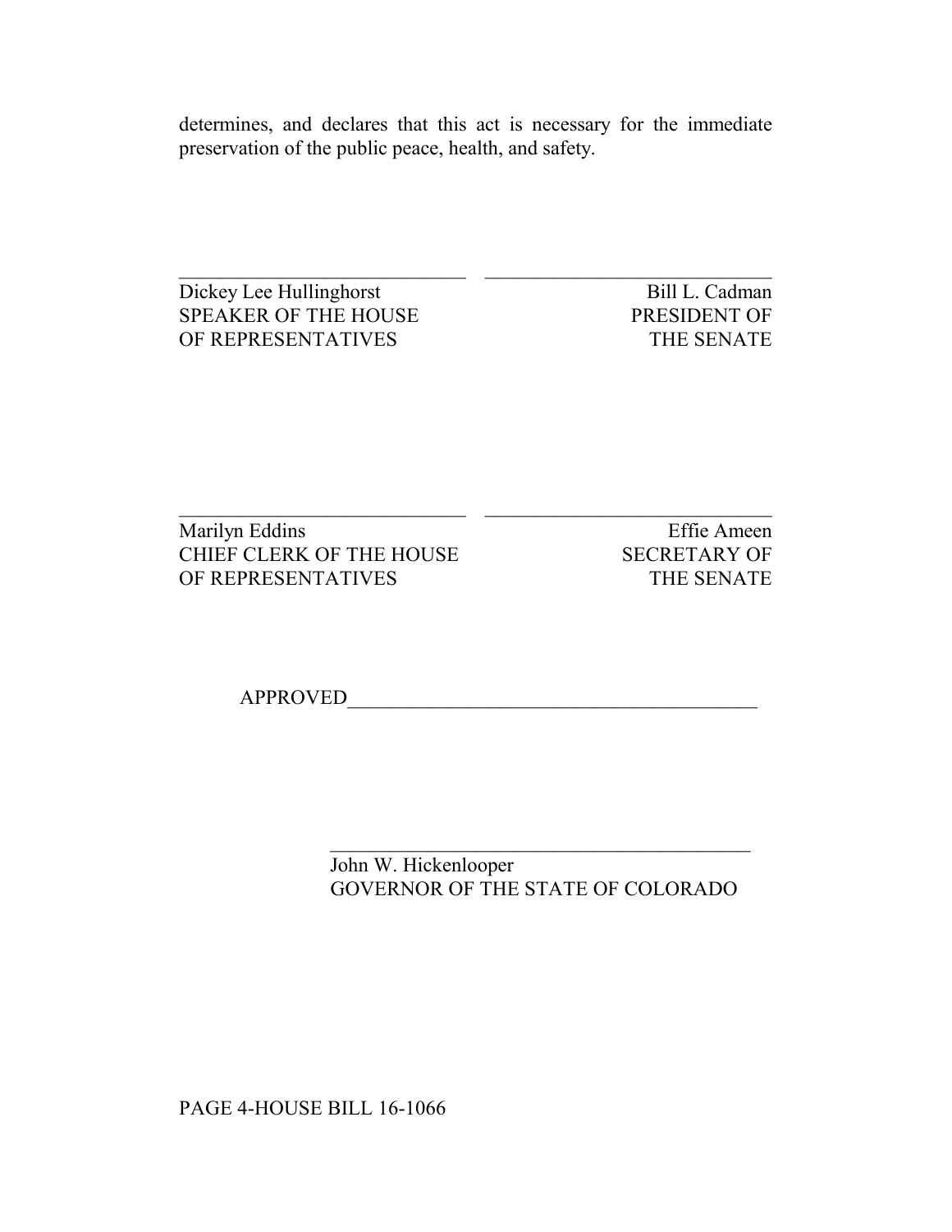determines, and declares that this act is necessary for the immediate preservation of the public peace, health, and safety.

| | |
|---|---|
| \_\_\_\_\_\_\_\_\_\_\_\_\_\_\_\_\_\_\_\_\_\_\_\_\_\_\_\_ | \_\_\_\_\_\_\_\_\_\_\_\_\_\_\_\_\_\_\_\_\_\_\_\_\_\_\_\_ |
| Dickey Lee Hullinghorst<br>SPEAKER OF THE HOUSE<br>OF REPRESENTATIVES | Bill L. Cadman<br>PRESIDENT OF<br>THE SENATE |
| \_\_\_\_\_\_\_\_\_\_\_\_\_\_\_\_\_\_\_\_\_\_\_\_\_\_\_\_ | \_\_\_\_\_\_\_\_\_\_\_\_\_\_\_\_\_\_\_\_\_\_\_\_\_\_\_\_ |
| Marilyn Eddins<br>CHIEF CLERK OF THE HOUSE<br>OF REPRESENTATIVES | Effie Ameen<br>SECRETARY OF<br>THE SENATE |

APPROVED\_\_\_\_\_\_\_\_\_\_\_\_\_\_\_\_\_\_\_\_\_\_\_\_\_\_\_\_\_\_\_\_\_\_\_\_\_\_\_\_

\_\_\_\_\_\_\_\_\_\_\_\_\_\_\_\_\_\_\_\_\_\_\_\_\_\_\_\_\_\_\_\_\_\_\_\_\_\_\_\_\_\_

John W. Hickenlooper
GOVERNOR OF THE STATE OF COLORADO

PAGE 4-HOUSE BILL 16-1066